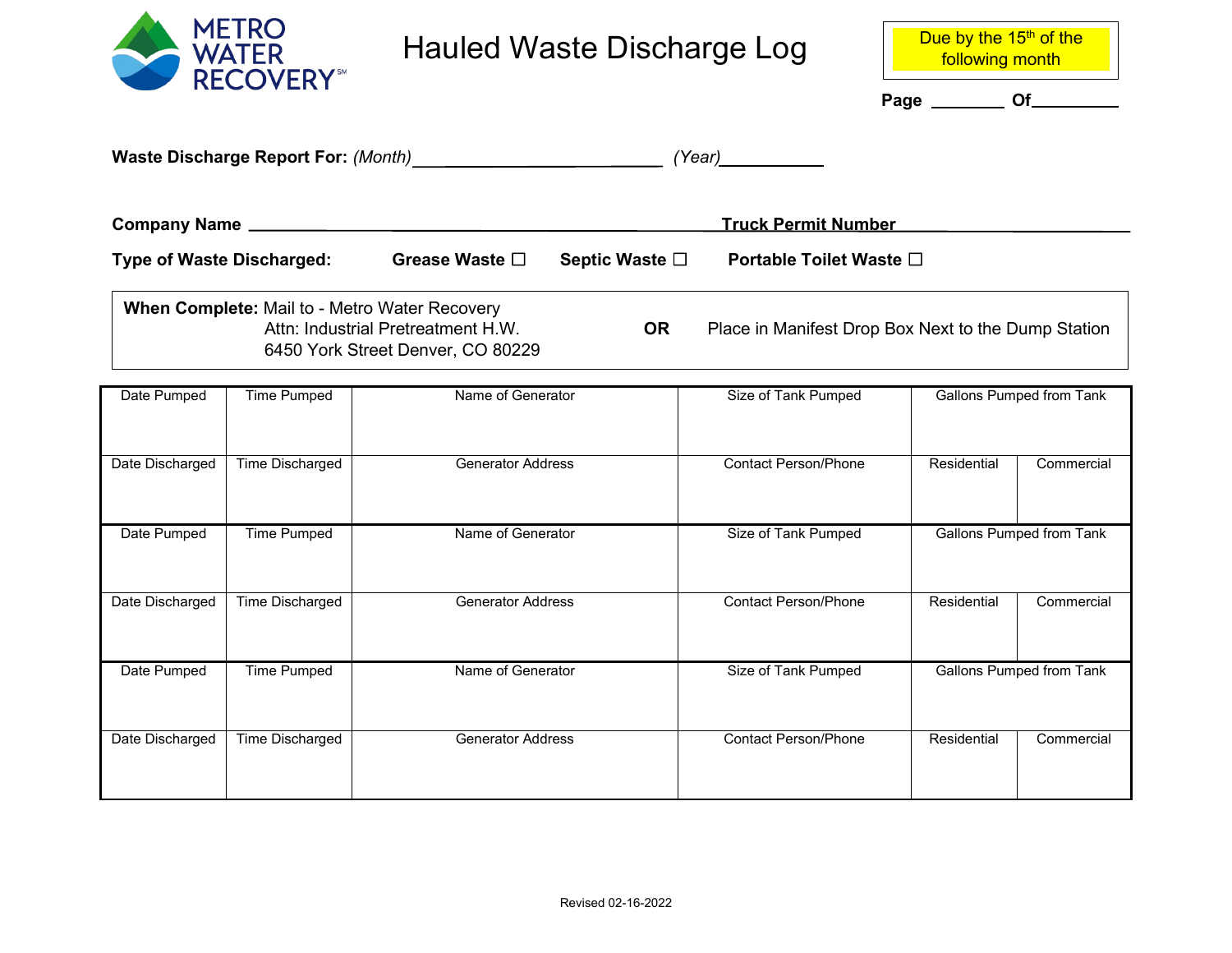METRO WATER RECOVERY[SM]

# Hauled Waste Discharge Log

Due by the 15th of the following month

**Page** ________ **Of**_________

**Waste Discharge Report For:** *(Month)*_________________________ *(Year)*__________

**Company Name** ______________________________________ **Truck Permit Number** ________________

**Type of Waste Discharged:** **Grease Waste** ☐ **Septic Waste** ☐ **Portable Toilet Waste** ☐

**When Complete:** Mail to - Metro Water Recovery
Attn: Industrial Pretreatment H.W.
6450 York Street Denver, CO 80229

**OR** Place in Manifest Drop Box Next to the Dump Station

| Date Pumped | Time Pumped | Name of Generator | Size of Tank Pumped | Gallons Pumped from Tank | |
|---|---|---|---|---|---|
| Date Discharged | Time Discharged | Generator Address | Contact Person/Phone | Residential | Commercial |
| Date Pumped | Time Pumped | Name of Generator | Size of Tank Pumped | Gallons Pumped from Tank | |
| Date Discharged | Time Discharged | Generator Address | Contact Person/Phone | Residential | Commercial |
| Date Pumped | Time Pumped | Name of Generator | Size of Tank Pumped | Gallons Pumped from Tank | |
| Date Discharged | Time Discharged | Generator Address | Contact Person/Phone | Residential | Commercial |

Revised 02-16-2022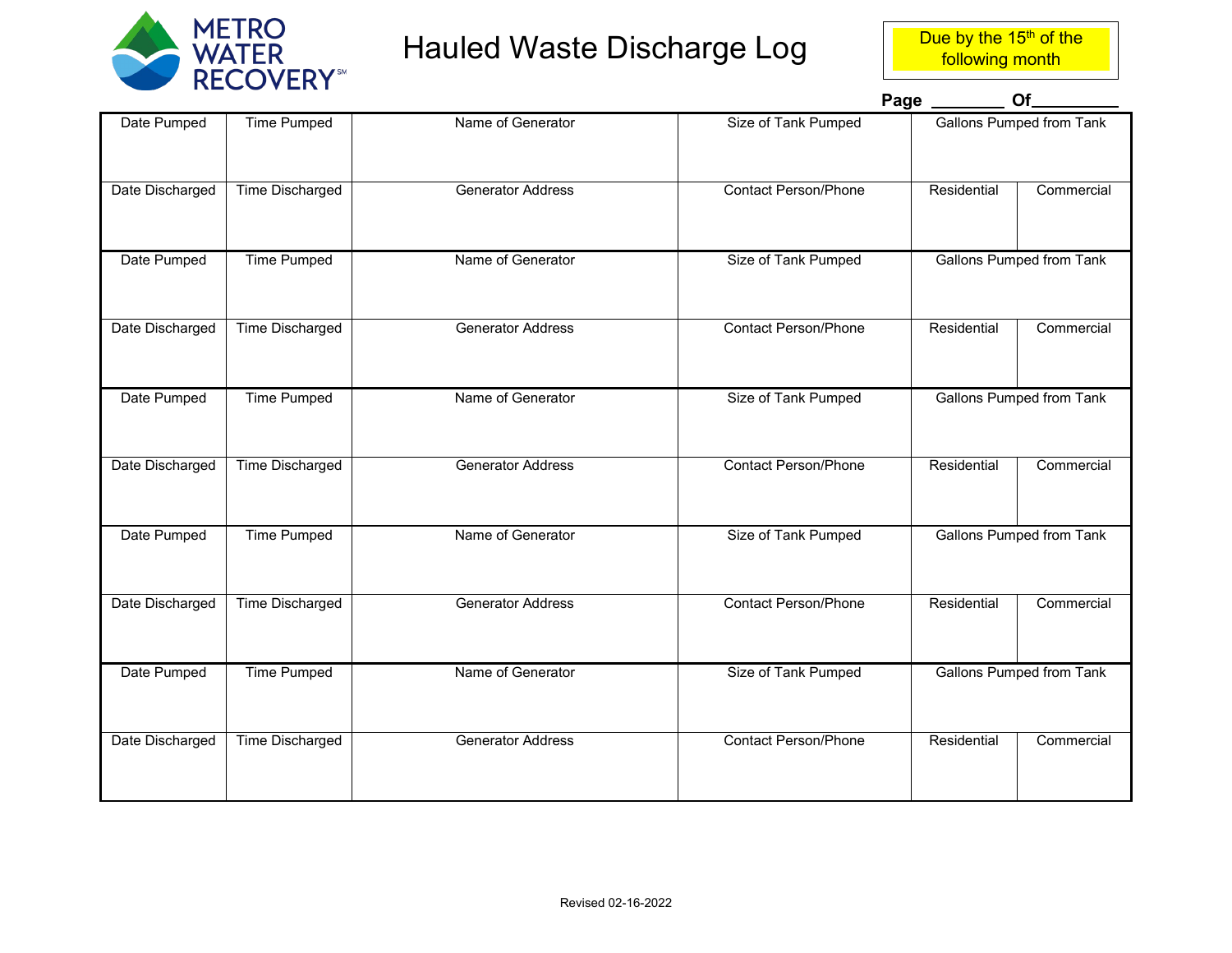METRO WATER RECOVERY℠

# Hauled Waste Discharge Log

Due by the 15th of the following month

**Page ________ Of_________**

| | | | | | |
|---|---|---|---|---|---|
| Date Pumped | Time Pumped | Name of Generator | Size of Tank Pumped | Gallons Pumped from Tank | |
| Date Discharged | Time Discharged | Generator Address | Contact Person/Phone | Residential | Commercial |
| Date Pumped | Time Pumped | Name of Generator | Size of Tank Pumped | Gallons Pumped from Tank | |
| Date Discharged | Time Discharged | Generator Address | Contact Person/Phone | Residential | Commercial |
| Date Pumped | Time Pumped | Name of Generator | Size of Tank Pumped | Gallons Pumped from Tank | |
| Date Discharged | Time Discharged | Generator Address | Contact Person/Phone | Residential | Commercial |
| Date Pumped | Time Pumped | Name of Generator | Size of Tank Pumped | Gallons Pumped from Tank | |
| Date Discharged | Time Discharged | Generator Address | Contact Person/Phone | Residential | Commercial |
| Date Pumped | Time Pumped | Name of Generator | Size of Tank Pumped | Gallons Pumped from Tank | |
| Date Discharged | Time Discharged | Generator Address | Contact Person/Phone | Residential | Commercial |

Revised 02-16-2022